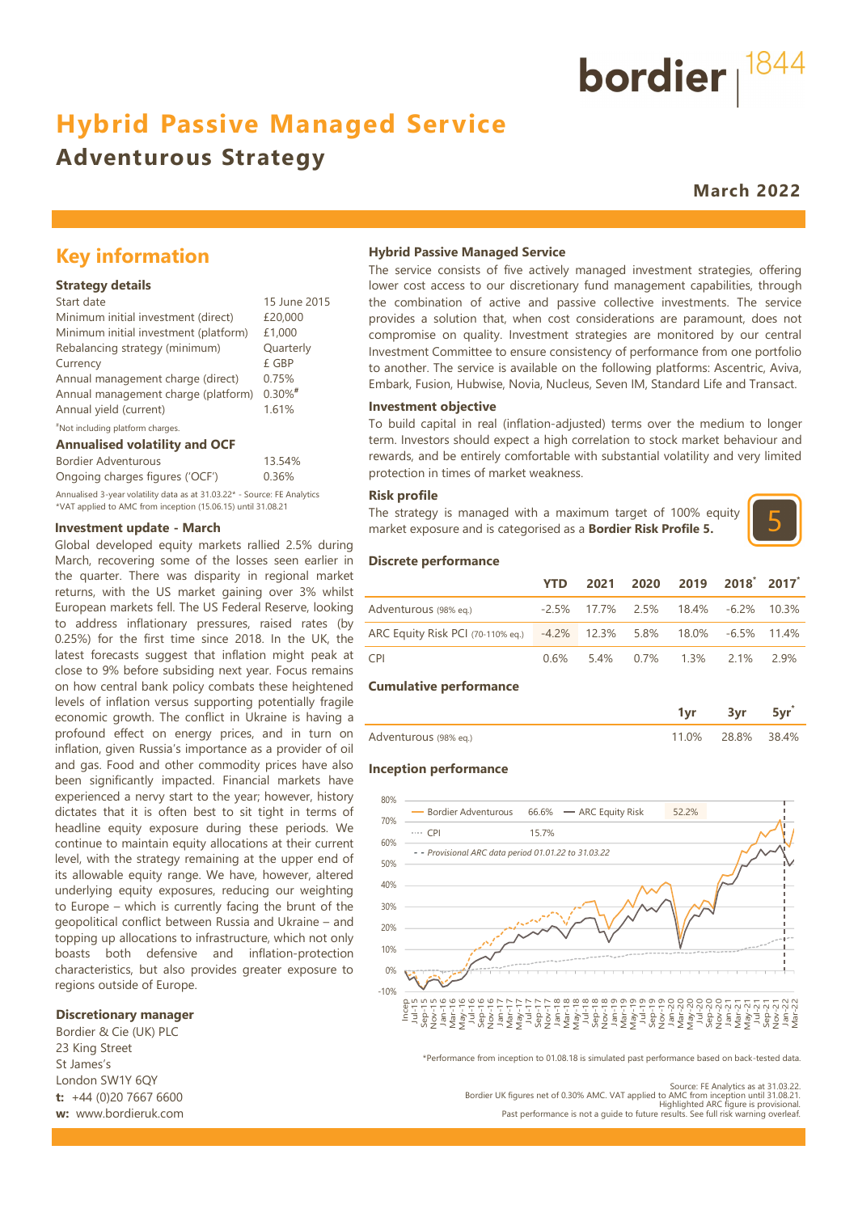bordier 1844

# Hybrid Passive Managed Service

## Adventurous Strategy

**March 2022**

## Key information

### Strategy details

| | |
|---|---|
| Start date | 15 June 2015 |
| Minimum initial investment (direct) | £20,000 |
| Minimum initial investment (platform) | £1,000 |
| Rebalancing strategy (minimum) | Quarterly |
| Currency | £ GBP |
| Annual management charge (direct) | 0.75% |
| Annual management charge (platform) | 0.30%# |
| Annual yield (current) | 1.61% |

#Not including platform charges.

### Annualised volatility and OCF

| | |
|---|---|
| Bordier Adventurous | 13.54% |
| Ongoing charges figures ('OCF') | 0.36% |

Annualised 3-year volatility data as at 31.03.22* - Source: FE Analytics
*VAT applied to AMC from inception (15.06.15) until 31.08.21

### Investment update - March

Global developed equity markets rallied 2.5% during March, recovering some of the losses seen earlier in the quarter. There was disparity in regional market returns, with the US market gaining over 3% whilst European markets fell. The US Federal Reserve, looking to address inflationary pressures, raised rates (by 0.25%) for the first time since 2018. In the UK, the latest forecasts suggest that inflation might peak at close to 9% before subsiding next year. Focus remains on how central bank policy combats these heightened levels of inflation versus supporting potentially fragile economic growth. The conflict in Ukraine is having a profound effect on energy prices, and in turn on inflation, given Russia's importance as a provider of oil and gas. Food and other commodity prices have also been significantly impacted. Financial markets have experienced a nervy start to the year; however, history dictates that it is often best to sit tight in terms of headline equity exposure during these periods. We continue to maintain equity allocations at their current level, with the strategy remaining at the upper end of its allowable equity range. We have, however, altered underlying equity exposures, reducing our weighting to Europe – which is currently facing the brunt of the geopolitical conflict between Russia and Ukraine – and topping up allocations to infrastructure, which not only boasts both defensive and inflation-protection characteristics, but also provides greater exposure to regions outside of Europe.

### Discretionary manager

Bordier & Cie (UK) PLC
23 King Street
St James's
London SW1Y 6QY
**t:** +44 (0)20 7667 6600
**w:** www.bordieruk.com

### Hybrid Passive Managed Service

The service consists of five actively managed investment strategies, offering lower cost access to our discretionary fund management capabilities, through the combination of active and passive collective investments. The service provides a solution that, when cost considerations are paramount, does not compromise on quality. Investment strategies are monitored by our central Investment Committee to ensure consistency of performance from one portfolio to another. The service is available on the following platforms: Ascentric, Aviva, Embark, Fusion, Hubwise, Novia, Nucleus, Seven IM, Standard Life and Transact.

### Investment objective

To build capital in real (inflation-adjusted) terms over the medium to longer term. Investors should expect a high correlation to stock market behaviour and rewards, and be entirely comfortable with substantial volatility and very limited protection in times of market weakness.

### Risk profile

The strategy is managed with a maximum target of 100% equity market exposure and is categorised as a **Bordier Risk Profile 5.**

5

### Discrete performance

| | YTD | 2021 | 2020 | 2019 | 2018* | 2017* |
|---|---|---|---|---|---|---|
| Adventurous (98% eq.) | -2.5% | 17.7% | 2.5% | 18.4% | -6.2% | 10.3% |
| ARC Equity Risk PCI (70-110% eq.) | -4.2% | 12.3% | 5.8% | 18.0% | -6.5% | 11.4% |
| CPI | 0.6% | 5.4% | 0.7% | 1.3% | 2.1% | 2.9% |

### Cumulative performance

| | 1yr | 3yr | 5yr* |
|---|---|---|---|
| Adventurous (98% eq.) | 11.0% | 28.8% | 38.4% |

### Inception performance

Bordier Adventurous 66.6% — ARC Equity Risk 52.2% — CPI 15.7%
- - Provisional ARC data period 01.01.22 to 31.03.22

*Performance from inception to 01.08.18 is simulated past performance based on back-tested data.

Source: FE Analytics as at 31.03.22.
Bordier UK figures net of 0.30% AMC. VAT applied to AMC from inception until 31.08.21.
Highlighted ARC figure is provisional.
Past performance is not a guide to future results. See full risk warning overleaf.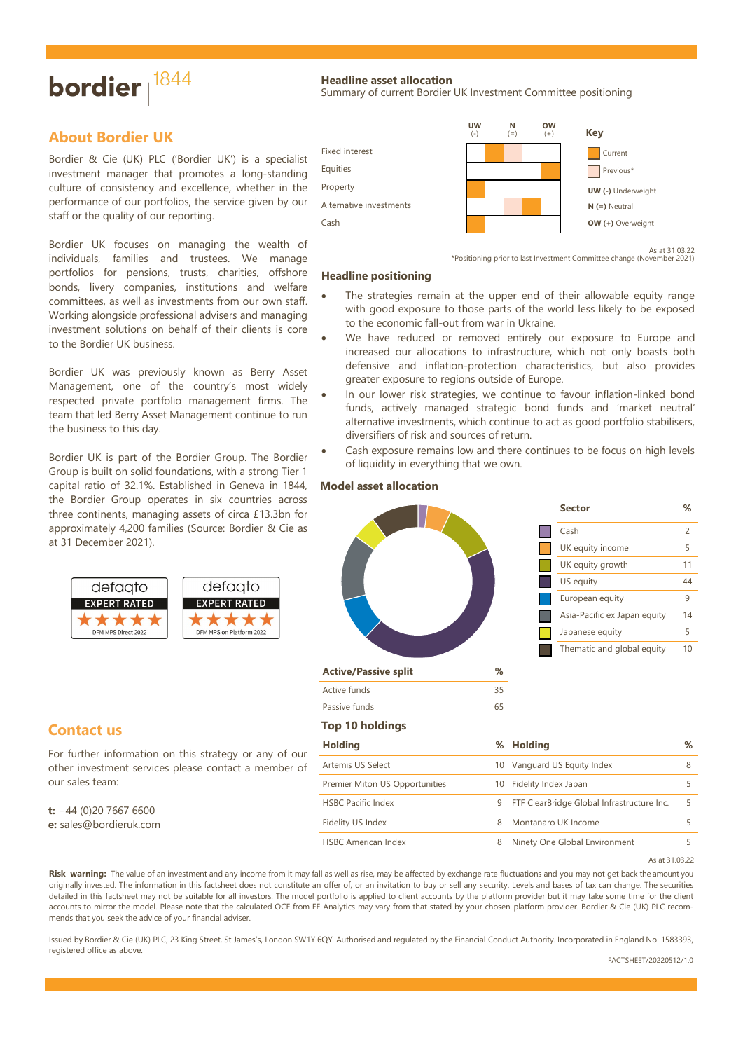bordier 1844

## About Bordier UK

Bordier & Cie (UK) PLC ('Bordier UK') is a specialist investment manager that promotes a long-standing culture of consistency and excellence, whether in the performance of our portfolios, the service given by our staff or the quality of our reporting.

Bordier UK focuses on managing the wealth of individuals, families and trustees. We manage portfolios for pensions, trusts, charities, offshore bonds, livery companies, institutions and welfare committees, as well as investments from our own staff. Working alongside professional advisers and managing investment solutions on behalf of their clients is core to the Bordier UK business.

Bordier UK was previously known as Berry Asset Management, one of the country's most widely respected private portfolio management firms. The team that led Berry Asset Management continue to run the business to this day.

Bordier UK is part of the Bordier Group. The Bordier Group is built on solid foundations, with a strong Tier 1 capital ratio of 32.1%. Established in Geneva in 1844, the Bordier Group operates in six countries across three continents, managing assets of circa £13.3bn for approximately 4,200 families (Source: Bordier & Cie as at 31 December 2021).

defaqto EXPERT RATED ★★★★★ DFM MPS Direct 2022

defaqto EXPERT RATED ★★★★★ DFM MPS on Platform 2022

## Contact us

For further information on this strategy or any of our other investment services please contact a member of our sales team:

**t:** +44 (0)20 7667 6600
**e:** sales@bordieruk.com

## Headline asset allocation

Summary of current Bordier UK Investment Committee positioning

| | UW (-) | | N (=) | | OW (+) |
|---|---|---|---|---|---|
| Fixed interest | | Current | Previous* | | |
| Equities | | | | | Current |
| Property | Current | | | | |
| Alternative investments | | | Previous* | Current | |
| Cash | Current | | | | |

Key: Current; Previous*; **UW (-)** Underweight; **N (=)** Neutral; **OW (+)** Overweight

As at 31.03.22
*Positioning prior to last Investment Committee change (November 2021)

### Headline positioning

- The strategies remain at the upper end of their allowable equity range with good exposure to those parts of the world less likely to be exposed to the economic fall-out from war in Ukraine.
- We have reduced or removed entirely our exposure to Europe and increased our allocations to infrastructure, which not only boasts both defensive and inflation-protection characteristics, but also provides greater exposure to regions outside of Europe.
- In our lower risk strategies, we continue to favour inflation-linked bond funds, actively managed strategic bond funds and 'market neutral' alternative investments, which continue to act as good portfolio stabilisers, diversifiers of risk and sources of return.
- Cash exposure remains low and there continues to be focus on high levels of liquidity in everything that we own.

### Model asset allocation

| Sector | % |
|---|---|
| Cash | 2 |
| UK equity income | 5 |
| UK equity growth | 11 |
| US equity | 44 |
| European equity | 9 |
| Asia-Pacific ex Japan equity | 14 |
| Japanese equity | 5 |
| Thematic and global equity | 10 |

| Active/Passive split | % |
|---|---|
| Active funds | 35 |
| Passive funds | 65 |

### Top 10 holdings

| Holding | % | Holding | % |
|---|---|---|---|
| Artemis US Select | 10 | Vanguard US Equity Index | 8 |
| Premier Miton US Opportunities | 10 | Fidelity Index Japan | 5 |
| HSBC Pacific Index | 9 | FTF ClearBridge Global Infrastructure Inc. | 5 |
| Fidelity US Index | 8 | Montanaro UK Income | 5 |
| HSBC American Index | 8 | Ninety One Global Environment | 5 |

As at 31.03.22

**Risk warning:** The value of an investment and any income from it may fall as well as rise, may be affected by exchange rate fluctuations and you may not get back the amount you originally invested. The information in this factsheet does not constitute an offer of, or an invitation to buy or sell any security. Levels and bases of tax can change. The securities detailed in this factsheet may not be suitable for all investors. The model portfolio is applied to client accounts by the platform provider but it may take some time for the client accounts to mirror the model. Please note that the calculated OCF from FE Analytics may vary from that stated by your chosen platform provider. Bordier & Cie (UK) PLC recommends that you seek the advice of your financial adviser.

Issued by Bordier & Cie (UK) PLC, 23 King Street, St James's, London SW1Y 6QY. Authorised and regulated by the Financial Conduct Authority. Incorporated in England No. 1583393, registered office as above.

FACTSHEET/20220512/1.0